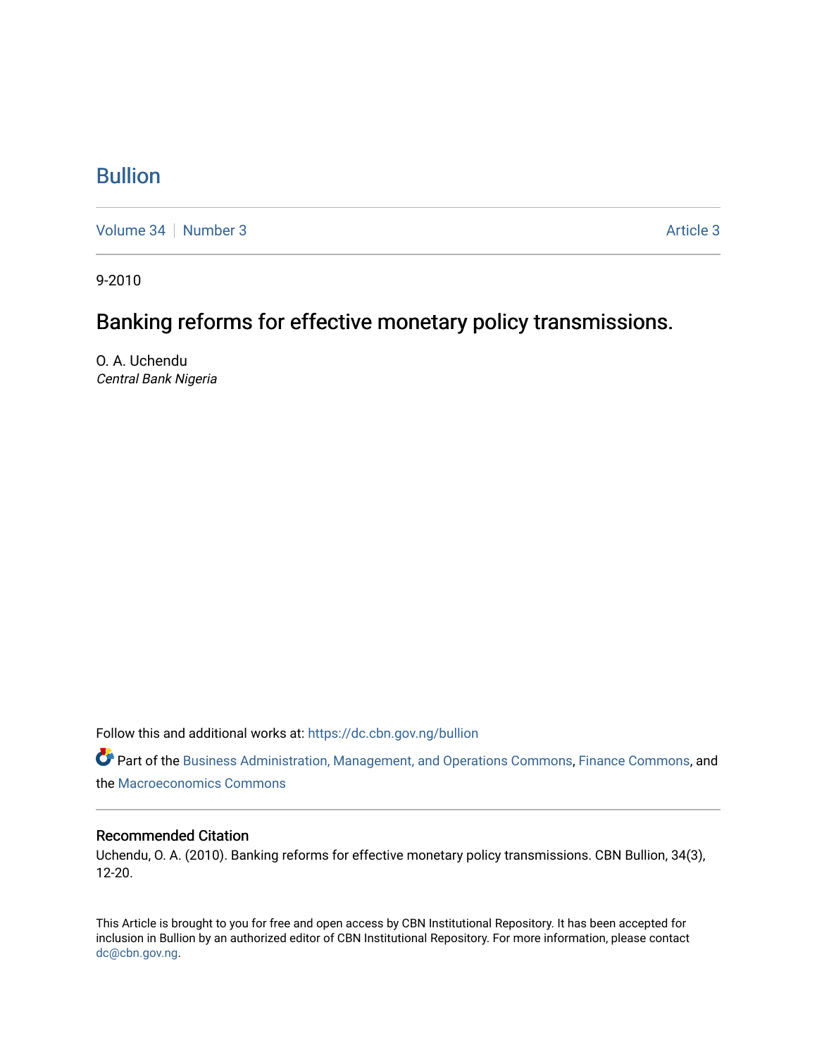# Bullion

Volume 34 | Number 3 | Article 3

9-2010

## Banking reforms for effective monetary policy transmissions.

O. A. Uchendu
*Central Bank Nigeria*

Follow this and additional works at: https://dc.cbn.gov.ng/bullion

Part of the Business Administration, Management, and Operations Commons, Finance Commons, and the Macroeconomics Commons

### Recommended Citation

Uchendu, O. A. (2010). Banking reforms for effective monetary policy transmissions. CBN Bullion, 34(3), 12-20.

This Article is brought to you for free and open access by CBN Institutional Repository. It has been accepted for inclusion in Bullion by an authorized editor of CBN Institutional Repository. For more information, please contact dc@cbn.gov.ng.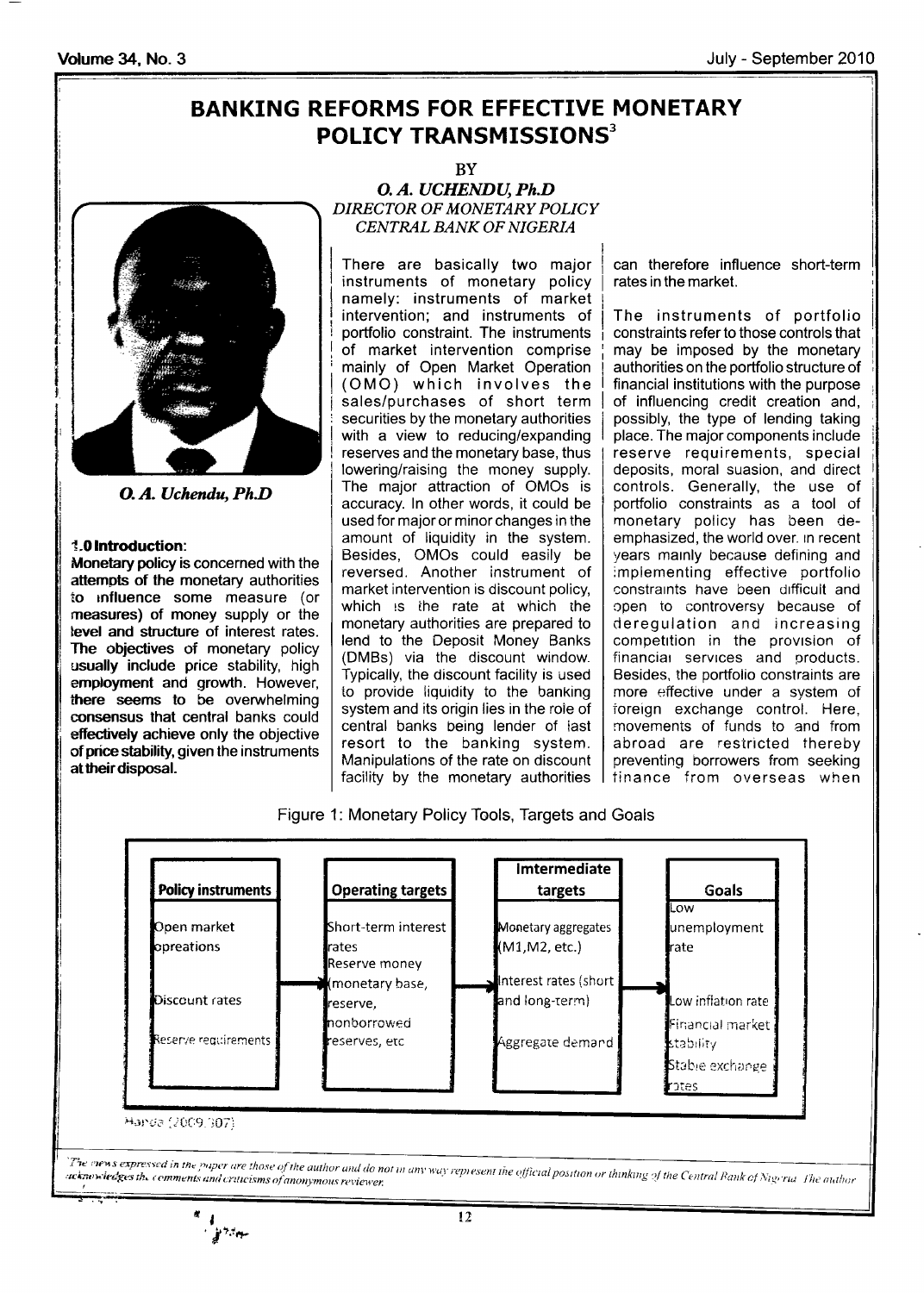# BANKING REFORMS FOR EFFECTIVE MONETARY POLICY TRANSMISSIONS[3]

BY

*O. A. UCHENDU, Ph.D*
*DIRECTOR OF MONETARY POLICY*
*CENTRAL BANK OF NIGERIA*

*O. A. Uchendu, Ph.D*

## 1.0 Introduction:

**Monetary policy is concerned with the attempts of the monetary authorities to influence some measure (or measures) of money supply or the level and structure of interest rates. The objectives of monetary policy usually include price stability, high employment and growth. However, there seems to be overwhelming consensus that central banks could effectively achieve only the objective of price stability, given the instruments at their disposal.**

There are basically two major instruments of monetary policy namely: instruments of market intervention; and instruments of portfolio constraint. The instruments of market intervention comprise mainly of Open Market Operation (OMO) which involves the sales/purchases of short term securities by the monetary authorities with a view to reducing/expanding reserves and the monetary base, thus lowering/raising the money supply. The major attraction of OMOs is accuracy. In other words, it could be used for major or minor changes in the amount of liquidity in the system. Besides, OMOs could easily be reversed. Another instrument of market intervention is discount policy, which is the rate at which the monetary authorities are prepared to lend to the Deposit Money Banks (DMBs) via the discount window. Typically, the discount facility is used to provide liquidity to the banking system and its origin lies in the role of central banks being lender of last resort to the banking system. Manipulations of the rate on discount facility by the monetary authorities can therefore influence short-term rates in the market.

The instruments of portfolio constraints refer to those controls that may be imposed by the monetary authorities on the portfolio structure of financial institutions with the purpose of influencing credit creation and, possibly, the type of lending taking place. The major components include reserve requirements, special deposits, moral suasion, and direct controls. Generally, the use of portfolio constraints as a tool of monetary policy has been de-emphasized, the world over. In recent years mainly because defining and implementing effective portfolio constraints have been difficult and open to controversy because of deregulation and increasing competition in the provision of financial services and products. Besides, the portfolio constraints are more effective under a system of foreign exchange control. Here, movements of funds to and from abroad are restricted thereby preventing borrowers from seeking finance from overseas when

Figure 1: Monetary Policy Tools, Targets and Goals

| Policy instruments | Operating targets | Intmermediate targets | Goals |
|---|---|---|---|
| Open market opreations | Short-term interest rates | Monetary aggregates (M1,M2, etc.) | Low unemployment rate |
| Discount rates | Reserve money (monetary base, reserve, nonborrowed reserves, etc | Interest rates (short and long-term) | Low inflation rate |
| Reserve requirements | | Aggregate demand | Financial market stability |
| | | | Stable exchange rates |

Haręa (2009:307)

The views expressed in the paper are those of the author and do not in any way represent the official position or thinking of the Central Bank of Nigeria. The author acknowledges the comments and criticisms of anonymous reviewer.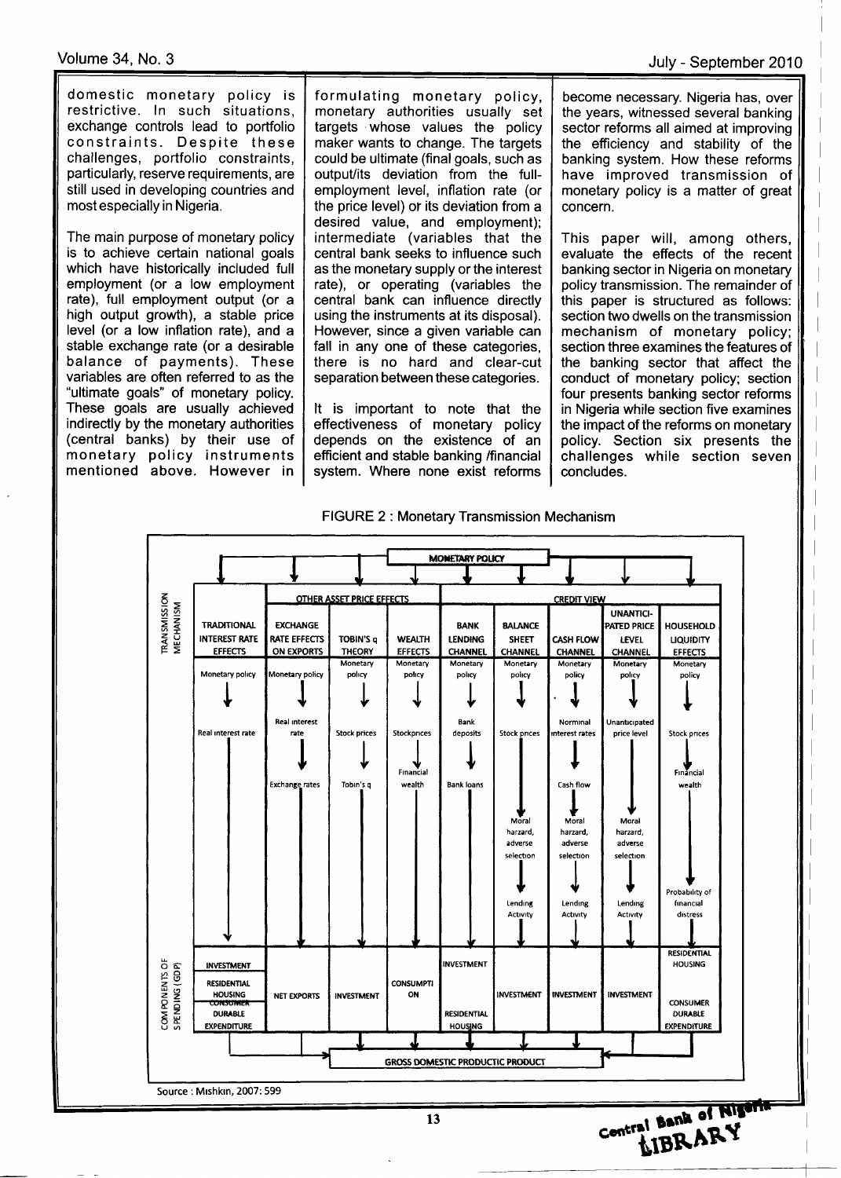domestic monetary policy is restrictive. In such situations, exchange controls lead to portfolio constraints. Despite these challenges, portfolio constraints, particularly, reserve requirements, are still used in developing countries and most especially in Nigeria.

The main purpose of monetary policy is to achieve certain national goals which have historically included full employment (or a low employment rate), full employment output (or a high output growth), a stable price level (or a low inflation rate), and a stable exchange rate (or a desirable balance of payments). These variables are often referred to as the "ultimate goals" of monetary policy. These goals are usually achieved indirectly by the monetary authorities (central banks) by their use of monetary policy instruments mentioned above. However in formulating monetary policy, monetary authorities usually set targets whose values the policy maker wants to change. The targets could be ultimate (final goals, such as output/its deviation from the full-employment level, inflation rate (or the price level) or its deviation from a desired value, and employment); intermediate (variables that the central bank seeks to influence such as the monetary supply or the interest rate), or operating (variables the central bank can influence directly using the instruments at its disposal). However, since a given variable can fall in any one of these categories, there is no hard and clear-cut separation between these categories.

It is important to note that the effectiveness of monetary policy depends on the existence of an efficient and stable banking /financial system. Where none exist reforms become necessary. Nigeria has, over the years, witnessed several banking sector reforms all aimed at improving the efficiency and stability of the banking system. How these reforms have improved transmission of monetary policy is a matter of great concern.

This paper will, among others, evaluate the effects of the recent banking sector in Nigeria on monetary policy transmission. The remainder of this paper is structured as follows: section two dwells on the transmission mechanism of monetary policy; section three examines the features of the banking sector that affect the conduct of monetary policy; section four presents banking sector reforms in Nigeria while section five examines the impact of the reforms on monetary policy. Section six presents the challenges while section seven concludes.

FIGURE 2 : Monetary Transmission Mechanism

MONETARY POLICY

| Group | Transmission Mechanism | Chain | Components of Spending (GDP) |
|---|---|---|---|
| | TRADITIONAL INTEREST RATE EFFECTS | Monetary policy → Real interest rate | INVESTMENT, RESIDENTIAL HOUSING, CONSUMER DURABLE EXPENDITURE |
| OTHER ASSET PRICE EFFECTS | EXCHANGE RATE EFFECTS ON EXPORTS | Monetary policy → Real interest rate → Exchange rates | NET EXPORTS |
| OTHER ASSET PRICE EFFECTS | TOBIN'S q THEORY | Monetary policy → Stock prices → Tobin's q | INVESTMENT |
| OTHER ASSET PRICE EFFECTS | WEALTH EFFECTS | Monetary policy → Stockprices → Financial wealth | CONSUMPTION |
| CREDIT VIEW | BANK LENDING CHANNEL | Monetary policy → Bank deposits → Bank loans | INVESTMENT, RESIDENTIAL HOUSING |
| CREDIT VIEW | BALANCE SHEET CHANNEL | Monetary policy → Stock prices → Moral harzard, adverse selection → Lending Activity | INVESTMENT |
| CREDIT VIEW | CASH FLOW CHANNEL | Monetary policy → Norminal interest rates → Cash flow → Moral harzard, adverse selection → Lending Activity | INVESTMENT |
| CREDIT VIEW | UNANTICIPATED PRICE LEVEL CHANNEL | Monetary policy → Unanticipated price level → Moral harzard, adverse selection → Lending Activity | INVESTMENT |
| CREDIT VIEW | HOUSEHOLD LIQUIDITY EFFECTS | Monetary policy → Stock prices → Financial wealth → Probability of financial distress | RESIDENTIAL HOUSING, CONSUMER DURABLE EXPENDITURE |

GROSS DOMESTIC PRODUCTIC PRODUCT

Source : Mishkin, 2007: 599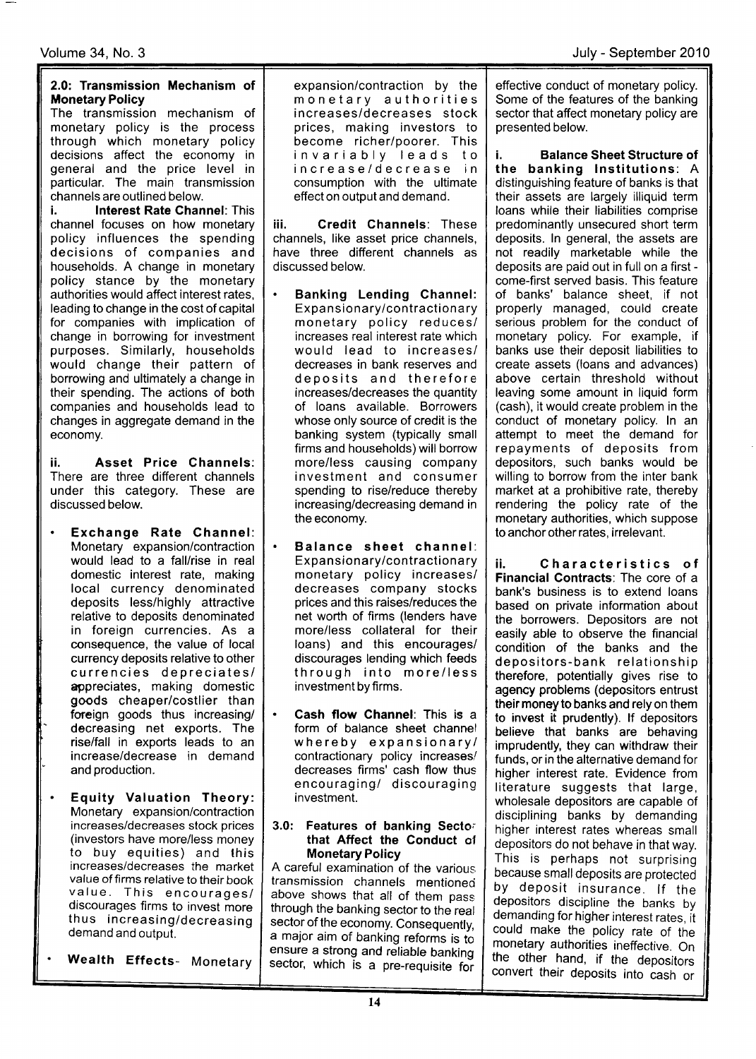## 2.0: Transmission Mechanism of Monetary Policy

The transmission mechanism of monetary policy is the process through which monetary policy decisions affect the economy in general and the price level in particular. The main transmission channels are outlined below.

**i. Interest Rate Channel**: This channel focuses on how monetary policy influences the spending decisions of companies and households. A change in monetary policy stance by the monetary authorities would affect interest rates, leading to change in the cost of capital for companies with implication of change in borrowing for investment purposes. Similarly, households would change their pattern of borrowing and ultimately a change in their spending. The actions of both companies and households lead to changes in aggregate demand in the economy.

**ii. Asset Price Channels**: There are three different channels under this category. These are discussed below.

- **Exchange Rate Channel**: Monetary expansion/contraction would lead to a fall/rise in real domestic interest rate, making local currency denominated deposits less/highly attractive relative to deposits denominated in foreign currencies. As a consequence, the value of local currency deposits relative to other currencies depreciates/appreciates, making domestic goods cheaper/costlier than foreign goods thus increasing/decreasing net exports. The rise/fall in exports leads to an increase/decrease in demand and production.

- **Equity Valuation Theory**: Monetary expansion/contraction increases/decreases stock prices (investors have more/less money to buy equities) and this increases/decreases the market value of firms relative to their book value. This encourages/discourages firms to invest more thus increasing/decreasing demand and output.

- **Wealth Effects**- Monetary expansion/contraction by the monetary authorities increases/decreases stock prices, making investors to become richer/poorer. This invariably leads to increase/decrease in consumption with the ultimate effect on output and demand.

**iii. Credit Channels**: These channels, like asset price channels, have three different channels as discussed below.

- **Banking Lending Channel**: Expansionary/contractionary monetary policy reduces/increases real interest rate which would lead to increases/decreases in bank reserves and deposits and therefore increases/decreases the quantity of loans available. Borrowers whose only source of credit is the banking system (typically small firms and households) will borrow more/less causing company investment and consumer spending to rise/reduce thereby increasing/decreasing demand in the economy.

- **Balance sheet channel**: Expansionary/contractionary monetary policy increases/decreases company stocks prices and this raises/reduces the net worth of firms (lenders have more/less collateral for their loans) and this encourages/discourages lending which feeds through into more/less investment by firms.

- **Cash flow Channel**: This is a form of balance sheet channel whereby expansionary/contractionary policy increases/decreases firms' cash flow thus encouraging/discouraging investment.

## 3.0: Features of banking Sector that Affect the Conduct of Monetary Policy

A careful examination of the various transmission channels mentioned above shows that all of them pass through the banking sector to the real sector of the economy. Consequently, a major aim of banking reforms is to ensure a strong and reliable banking sector, which is a pre-requisite for effective conduct of monetary policy. Some of the features of the banking sector that affect monetary policy are presented below.

**i. Balance Sheet Structure of the banking Institutions**: A distinguishing feature of banks is that their assets are largely illiquid term loans while their liabilities comprise predominantly unsecured short term deposits. In general, the assets are not readily marketable while the deposits are paid out in full on a first-come-first served basis. This feature of banks' balance sheet, if not properly managed, could create serious problem for the conduct of monetary policy. For example, if banks use their deposit liabilities to create assets (loans and advances) above certain threshold without leaving some amount in liquid form (cash), it would create problem in the conduct of monetary policy. In an attempt to meet the demand for repayments of deposits from depositors, such banks would be willing to borrow from the inter bank market at a prohibitive rate, thereby rendering the policy rate of the monetary authorities, which suppose to anchor other rates, irrelevant.

**ii. Characteristics of Financial Contracts**: The core of a bank's business is to extend loans based on private information about the borrowers. Depositors are not easily able to observe the financial condition of the banks and the depositors-bank relationship therefore, potentially gives rise to agency problems (depositors entrust their money to banks and rely on them to invest it prudently). If depositors believe that banks are behaving imprudently, they can withdraw their funds, or in the alternative demand for higher interest rate. Evidence from literature suggests that large, wholesale depositors are capable of disciplining banks by demanding higher interest rates whereas small depositors do not behave in that way. This is perhaps not surprising because small deposits are protected by deposit insurance. If the depositors discipline the banks by demanding for higher interest rates, it could make the policy rate of the monetary authorities ineffective. On the other hand, if the depositors convert their deposits into cash or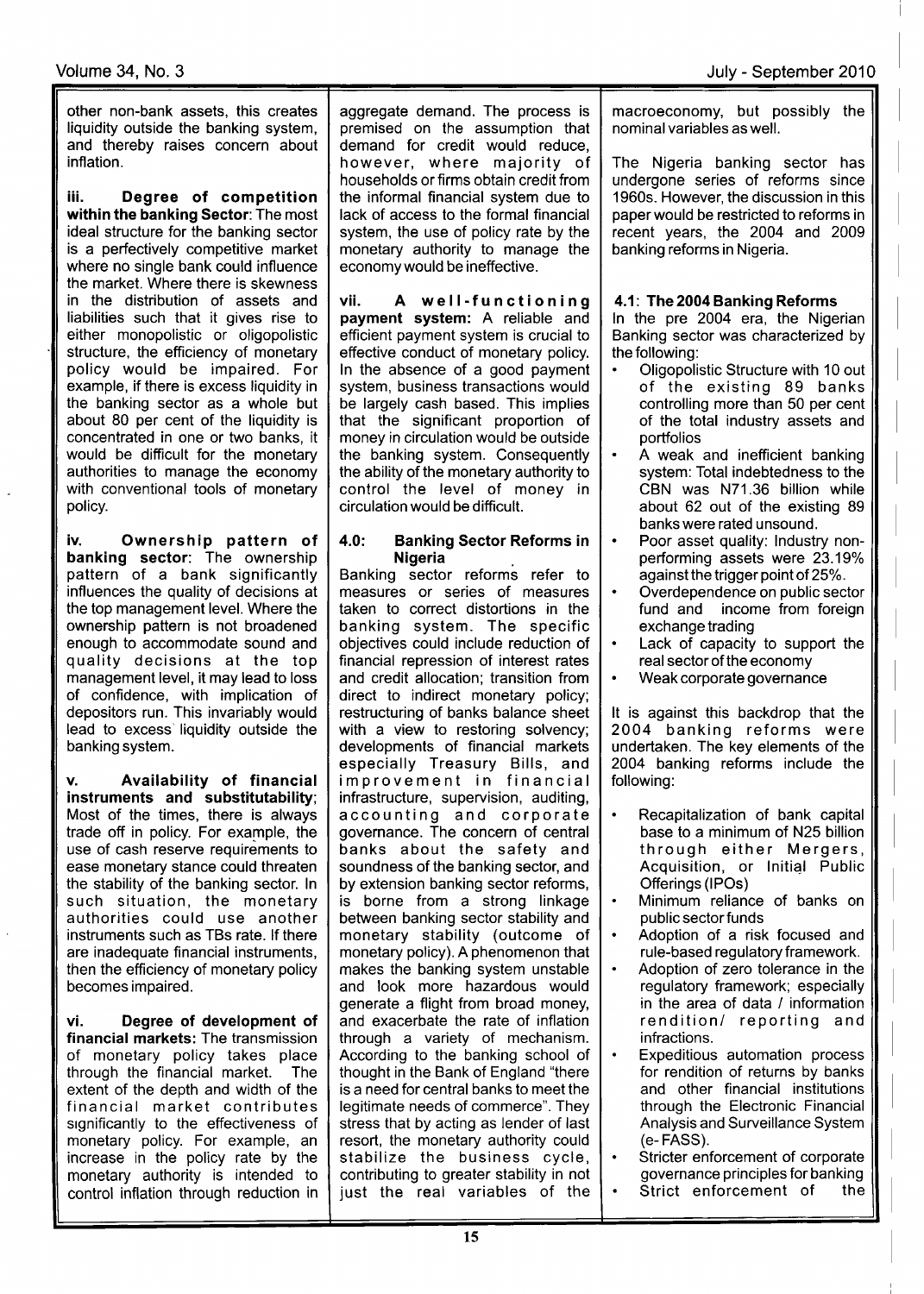other non-bank assets, this creates liquidity outside the banking system, and thereby raises concern about inflation.

**iii. Degree of competition within the banking Sector**: The most ideal structure for the banking sector is a perfectively competitive market where no single bank could influence the market. Where there is skewness in the distribution of assets and liabilities such that it gives rise to either monopolistic or oligopolistic structure, the efficiency of monetary policy would be impaired. For example, if there is excess liquidity in the banking sector as a whole but about 80 per cent of the liquidity is concentrated in one or two banks, it would be difficult for the monetary authorities to manage the economy with conventional tools of monetary policy.

**iv. Ownership pattern of banking sector**: The ownership pattern of a bank significantly influences the quality of decisions at the top management level. Where the ownership pattern is not broadened enough to accommodate sound and quality decisions at the top management level, it may lead to loss of confidence, with implication of depositors run. This invariably would lead to excess liquidity outside the banking system.

**v. Availability of financial instruments and substitutability**; Most of the times, there is always trade off in policy. For example, the use of cash reserve requirements to ease monetary stance could threaten the stability of the banking sector. In such situation, the monetary authorities could use another instruments such as TBs rate. If there are inadequate financial instruments, then the efficiency of monetary policy becomes impaired.

**vi. Degree of development of financial markets:** The transmission of monetary policy takes place through the financial market. The extent of the depth and width of the financial market contributes significantly to the effectiveness of monetary policy. For example, an increase in the policy rate by the monetary authority is intended to control inflation through reduction in aggregate demand. The process is premised on the assumption that demand for credit would reduce, however, where majority of households or firms obtain credit from the informal financial system due to lack of access to the formal financial system, the use of policy rate by the monetary authority to manage the economy would be ineffective.

**vii. A well-functioning payment system:** A reliable and efficient payment system is crucial to effective conduct of monetary policy. In the absence of a good payment system, business transactions would be largely cash based. This implies that the significant proportion of money in circulation would be outside the banking system. Consequently the ability of the monetary authority to control the level of money in circulation would be difficult.

## 4.0: Banking Sector Reforms in Nigeria

Banking sector reforms refer to measures or series of measures taken to correct distortions in the banking system. The specific objectives could include reduction of financial repression of interest rates and credit allocation; transition from direct to indirect monetary policy; restructuring of banks balance sheet with a view to restoring solvency; developments of financial markets especially Treasury Bills, and improvement in financial infrastructure, supervision, auditing, accounting and corporate governance. The concern of central banks about the safety and soundness of the banking sector, and by extension banking sector reforms, is borne from a strong linkage between banking sector stability and monetary stability (outcome of monetary policy). A phenomenon that makes the banking system unstable and look more hazardous would generate a flight from broad money, and exacerbate the rate of inflation through a variety of mechanism. According to the banking school of thought in the Bank of England "there is a need for central banks to meet the legitimate needs of commerce". They stress that by acting as lender of last resort, the monetary authority could stabilize the business cycle, contributing to greater stability in not just the real variables of the macroeconomy, but possibly the nominal variables as well.

The Nigeria banking sector has undergone series of reforms since 1960s. However, the discussion in this paper would be restricted to reforms in recent years, the 2004 and 2009 banking reforms in Nigeria.

### 4.1: The 2004 Banking Reforms

In the pre 2004 era, the Nigerian Banking sector was characterized by the following:

- Oligopolistic Structure with 10 out of the existing 89 banks controlling more than 50 per cent of the total industry assets and portfolios
- A weak and inefficient banking system: Total indebtedness to the CBN was N71.36 billion while about 62 out of the existing 89 banks were rated unsound.
- Poor asset quality: Industry non-performing assets were 23.19% against the trigger point of 25%.
- Overdependence on public sector fund and income from foreign exchange trading
- Lack of capacity to support the real sector of the economy
- Weak corporate governance

It is against this backdrop that the 2004 banking reforms were undertaken. The key elements of the 2004 banking reforms include the following:

- Recapitalization of bank capital base to a minimum of N25 billion through either Mergers, Acquisition, or Initial Public Offerings (IPOs)
- Minimum reliance of banks on public sector funds
- Adoption of a risk focused and rule-based regulatory framework.
- Adoption of zero tolerance in the regulatory framework; especially in the area of data / information rendition/ reporting and infractions.
- Expeditious automation process for rendition of returns by banks and other financial institutions through the Electronic Financial Analysis and Surveillance System (e-FASS).
- Stricter enforcement of corporate governance principles for banking
- Strict enforcement of the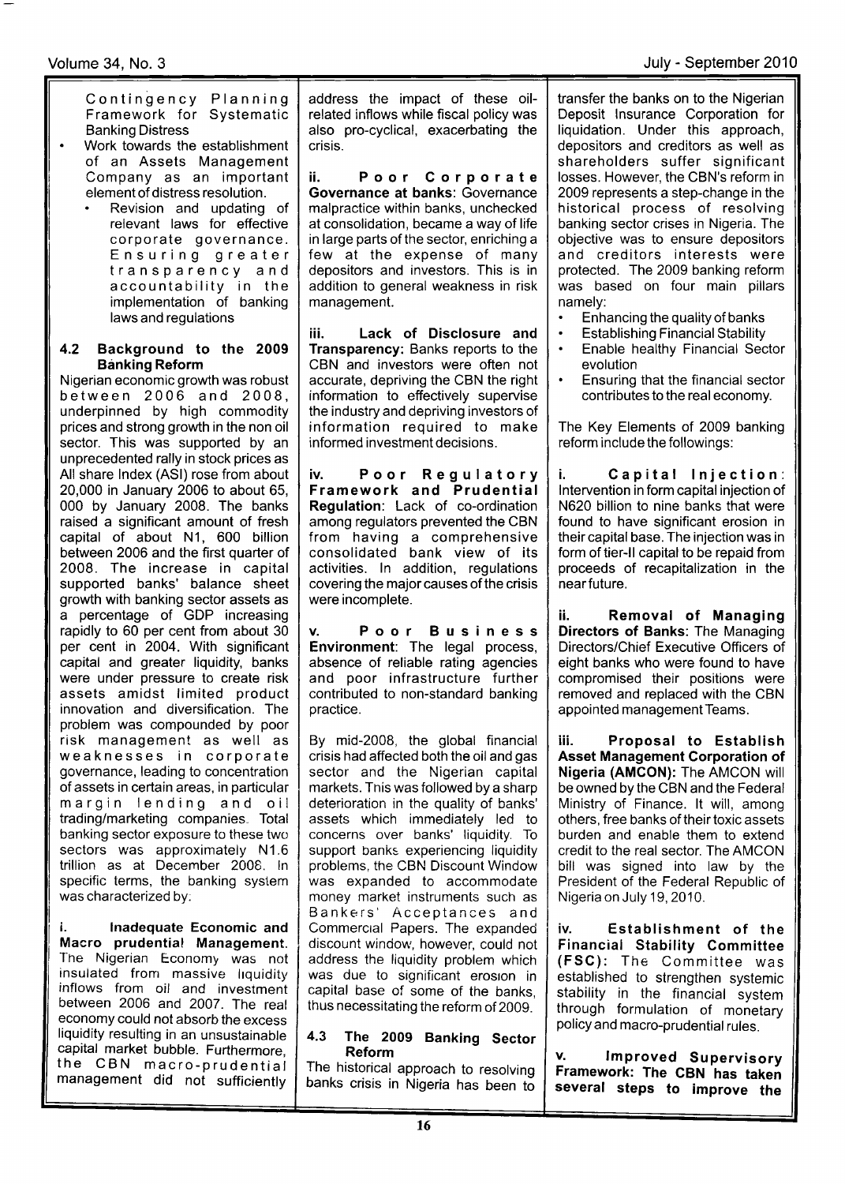Contingency Planning Framework for Systematic Banking Distress

- Work towards the establishment of an Assets Management Company as an important element of distress resolution.
  - Revision and updating of relevant laws for effective corporate governance. Ensuring greater transparency and accountability in the implementation of banking laws and regulations

### 4.2 Background to the 2009 Banking Reform

Nigerian economic growth was robust between 2006 and 2008, underpinned by high commodity prices and strong growth in the non oil sector. This was supported by an unprecedented rally in stock prices as All share Index (ASI) rose from about 20,000 in January 2006 to about 65, 000 by January 2008. The banks raised a significant amount of fresh capital of about N1, 600 billion between 2006 and the first quarter of 2008. The increase in capital supported banks' balance sheet growth with banking sector assets as a percentage of GDP increasing rapidly to 60 per cent from about 30 per cent in 2004. With significant capital and greater liquidity, banks were under pressure to create risk assets amidst limited product innovation and diversification. The problem was compounded by poor risk management as well as weaknesses in corporate governance, leading to concentration of assets in certain areas, in particular margin lending and oil trading/marketing companies. Total banking sector exposure to these two sectors was approximately N1.6 trillion as at December 2008. In specific terms, the banking system was characterized by:

**i. Inadequate Economic and Macro prudential Management.** The Nigerian Economy was not insulated from massive liquidity inflows from oil and investment between 2006 and 2007. The real economy could not absorb the excess liquidity resulting in an unsustainable capital market bubble. Furthermore, the CBN macro-prudential management did not sufficiently address the impact of these oil-related inflows while fiscal policy was also pro-cyclical, exacerbating the crisis.

**ii. Poor Corporate Governance at banks**: Governance malpractice within banks, unchecked at consolidation, became a way of life in large parts of the sector, enriching a few at the expense of many depositors and investors. This is in addition to general weakness in risk management.

**iii. Lack of Disclosure and Transparency:** Banks reports to the CBN and investors were often not accurate, depriving the CBN the right information to effectively supervise the industry and depriving investors of information required to make informed investment decisions.

**iv. Poor Regulatory Framework and Prudential Regulation**: Lack of co-ordination among regulators prevented the CBN from having a comprehensive consolidated bank view of its activities. In addition, regulations covering the major causes of the crisis were incomplete.

**v. Poor Business Environment**: The legal process, absence of reliable rating agencies and poor infrastructure further contributed to non-standard banking practice.

By mid-2008, the global financial crisis had affected both the oil and gas sector and the Nigerian capital markets. This was followed by a sharp deterioration in the quality of banks' assets which immediately led to concerns over banks' liquidity. To support banks experiencing liquidity problems, the CBN Discount Window was expanded to accommodate money market instruments such as Bankers' Acceptances and Commercial Papers. The expanded discount window, however, could not address the liquidity problem which was due to significant erosion in capital base of some of the banks, thus necessitating the reform of 2009.

### 4.3 The 2009 Banking Sector Reform

The historical approach to resolving banks crisis in Nigeria has been to transfer the banks on to the Nigerian Deposit Insurance Corporation for liquidation. Under this approach, depositors and creditors as well as shareholders suffer significant losses. However, the CBN's reform in 2009 represents a step-change in the historical process of resolving banking sector crises in Nigeria. The objective was to ensure depositors and creditors interests were protected. The 2009 banking reform was based on four main pillars namely:

- Enhancing the quality of banks
- Establishing Financial Stability
- Enable healthy Financial Sector evolution
- Ensuring that the financial sector contributes to the real economy.

The Key Elements of 2009 banking reform include the followings:

**i. Capital Injection**: Intervention in form capital injection of N620 billion to nine banks that were found to have significant erosion in their capital base. The injection was in form of tier-II capital to be repaid from proceeds of recapitalization in the near future.

**ii. Removal of Managing Directors of Banks:** The Managing Directors/Chief Executive Officers of eight banks who were found to have compromised their positions were removed and replaced with the CBN appointed management Teams.

**iii. Proposal to Establish Asset Management Corporation of Nigeria (AMCON):** The AMCON will be owned by the CBN and the Federal Ministry of Finance. It will, among others, free banks of their toxic assets burden and enable them to extend credit to the real sector. The AMCON bill was signed into law by the President of the Federal Republic of Nigeria on July 19, 2010.

**iv. Establishment of the Financial Stability Committee (FSC):** The Committee was established to strengthen systemic stability in the financial system through formulation of monetary policy and macro-prudential rules.

**v. Improved Supervisory Framework: The CBN has taken several steps to improve the**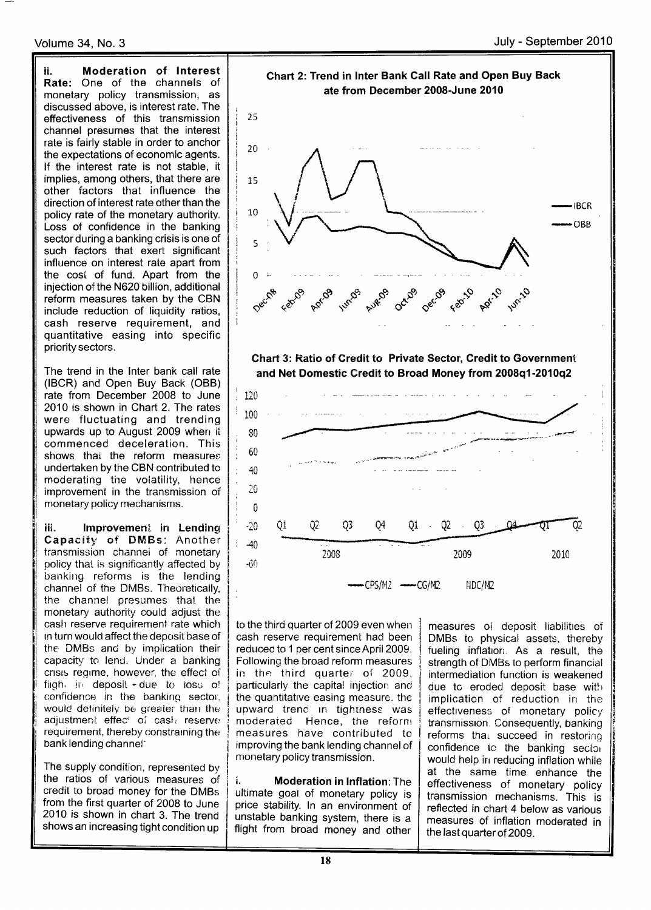**ii. Moderation of Interest Rate:** One of the channels of monetary policy transmission, as discussed above, is interest rate. The effectiveness of this transmission channel presumes that the interest rate is fairly stable in order to anchor the expectations of economic agents. If the interest rate is not stable, it implies, among others, that there are other factors that influence the direction of interest rate other than the policy rate of the monetary authority. Loss of confidence in the banking sector during a banking crisis is one of such factors that exert significant influence on interest rate apart from the cost of fund. Apart from the injection of the N620 billion, additional reform measures taken by the CBN include reduction of liquidity ratios, cash reserve requirement, and quantitative easing into specific priority sectors.

The trend in the Inter bank call rate (IBCR) and Open Buy Back (OBB) rate from December 2008 to June 2010 is shown in Chart 2. The rates were fluctuating and trending upwards up to August 2009 when it commenced deceleration. This shows that the reform measures undertaken by the CBN contributed to moderating the volatility, hence improvement in the transmission of monetary policy mechanisms.

**iii. Improvement in Lending Capacity of DMBs:** Another transmission channel of monetary policy that is significantly affected by banking reforms is the lending channel of the DMBs. Theoretically, the channel presumes that the monetary authority could adjust the cash reserve requirement rate which in turn would affect the deposit base of the DMBs and by implication their capacity to lend. Under a banking crisis regime, however, the effect of flight in deposit - due to loss of confidence in the banking sector, would definitely be greater than the adjustment effect of cash reserve requirement, thereby constraining the bank lending channel.

The supply condition, represented by the ratios of various measures of credit to broad money for the DMBs from the first quarter of 2008 to June 2010 is shown in chart 3. The trend shows an increasing tight condition up to the third quarter of 2009 even when cash reserve requirement had been reduced to 1 per cent since April 2009. Following the broad reform measures in the third quarter of 2009, particularly the capital injection and the quantitative easing measure, the upward trend in tightness was moderated. Hence, the reform measures have contributed to improving the bank lending channel of monetary policy transmission.

**Chart 2: Trend in Inter Bank Call Rate and Open Buy Back ate from December 2008-June 2010**

**Chart 3: Ratio of Credit to Private Sector, Credit to Government and Net Domestic Credit to Broad Money from 2008q1-2010q2**

**i. Moderation in Inflation:** The ultimate goal of monetary policy is price stability. In an environment of unstable banking system, there is a flight from broad money and other measures of deposit liabilities of DMBs to physical assets, thereby fueling inflation. As a result, the strength of DMBs to perform financial intermediation function is weakened due to eroded deposit base with implication of reduction in the effectiveness of monetary policy transmission. Consequently, banking reforms that succeed in restoring confidence to the banking sector would help in reducing inflation while at the same time enhance the effectiveness of monetary policy transmission mechanisms. This is reflected in chart 4 below as various measures of inflation moderated in the last quarter of 2009.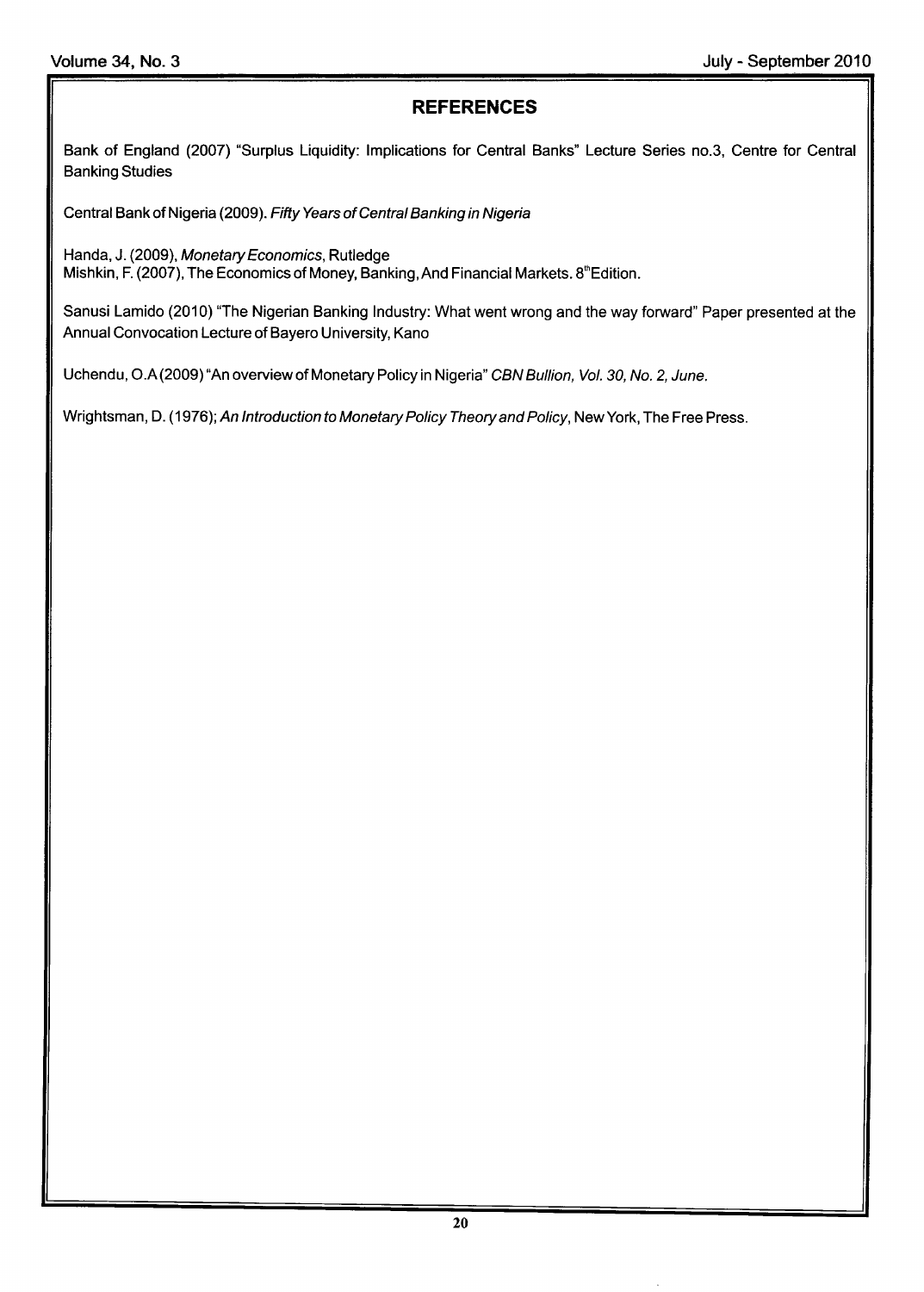## REFERENCES

Bank of England (2007) "Surplus Liquidity: Implications for Central Banks" Lecture Series no.3, Centre for Central Banking Studies

Central Bank of Nigeria (2009). *Fifty Years of Central Banking in Nigeria*

Handa, J. (2009), *Monetary Economics*, Rutledge

Mishkin, F. (2007), The Economics of Money, Banking, And Financial Markets. 8th Edition.

Sanusi Lamido (2010) "The Nigerian Banking Industry: What went wrong and the way forward" Paper presented at the Annual Convocation Lecture of Bayero University, Kano

Uchendu, O.A (2009) "An overview of Monetary Policy in Nigeria" *CBN Bullion, Vol. 30, No. 2, June.*

Wrightsman, D. (1976); *An Introduction to Monetary Policy Theory and Policy*, New York, The Free Press.